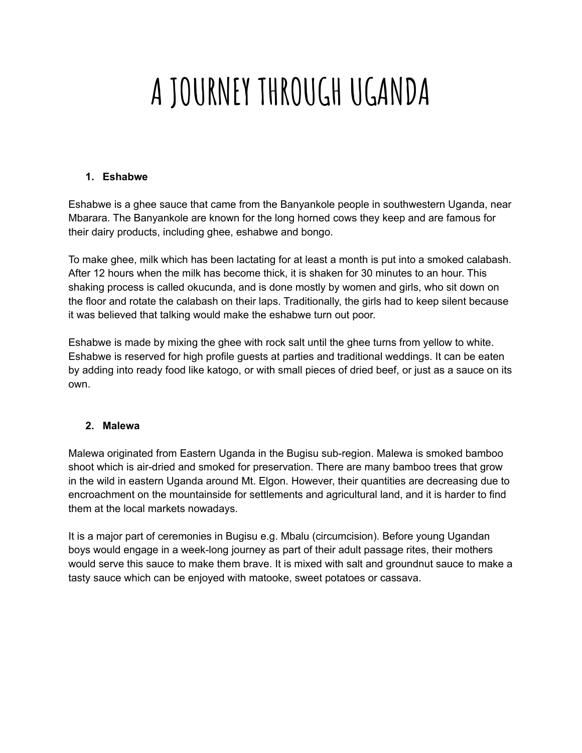# A JOURNEY THROUGH UGANDA

1. **Eshabwe**

Eshabwe is a ghee sauce that came from the Banyankole people in southwestern Uganda, near Mbarara. The Banyankole are known for the long horned cows they keep and are famous for their dairy products, including ghee, eshabwe and bongo.

To make ghee, milk which has been lactating for at least a month is put into a smoked calabash. After 12 hours when the milk has become thick, it is shaken for 30 minutes to an hour. This shaking process is called okucunda, and is done mostly by women and girls, who sit down on the floor and rotate the calabash on their laps. Traditionally, the girls had to keep silent because it was believed that talking would make the eshabwe turn out poor.

Eshabwe is made by mixing the ghee with rock salt until the ghee turns from yellow to white. Eshabwe is reserved for high profile guests at parties and traditional weddings. It can be eaten by adding into ready food like katogo, or with small pieces of dried beef, or just as a sauce on its own.

2. **Malewa**

Malewa originated from Eastern Uganda in the Bugisu sub-region. Malewa is smoked bamboo shoot which is air-dried and smoked for preservation. There are many bamboo trees that grow in the wild in eastern Uganda around Mt. Elgon. However, their quantities are decreasing due to encroachment on the mountainside for settlements and agricultural land, and it is harder to find them at the local markets nowadays.

It is a major part of ceremonies in Bugisu e.g. Mbalu (circumcision). Before young Ugandan boys would engage in a week-long journey as part of their adult passage rites, their mothers would serve this sauce to make them brave. It is mixed with salt and groundnut sauce to make a tasty sauce which can be enjoyed with matooke, sweet potatoes or cassava.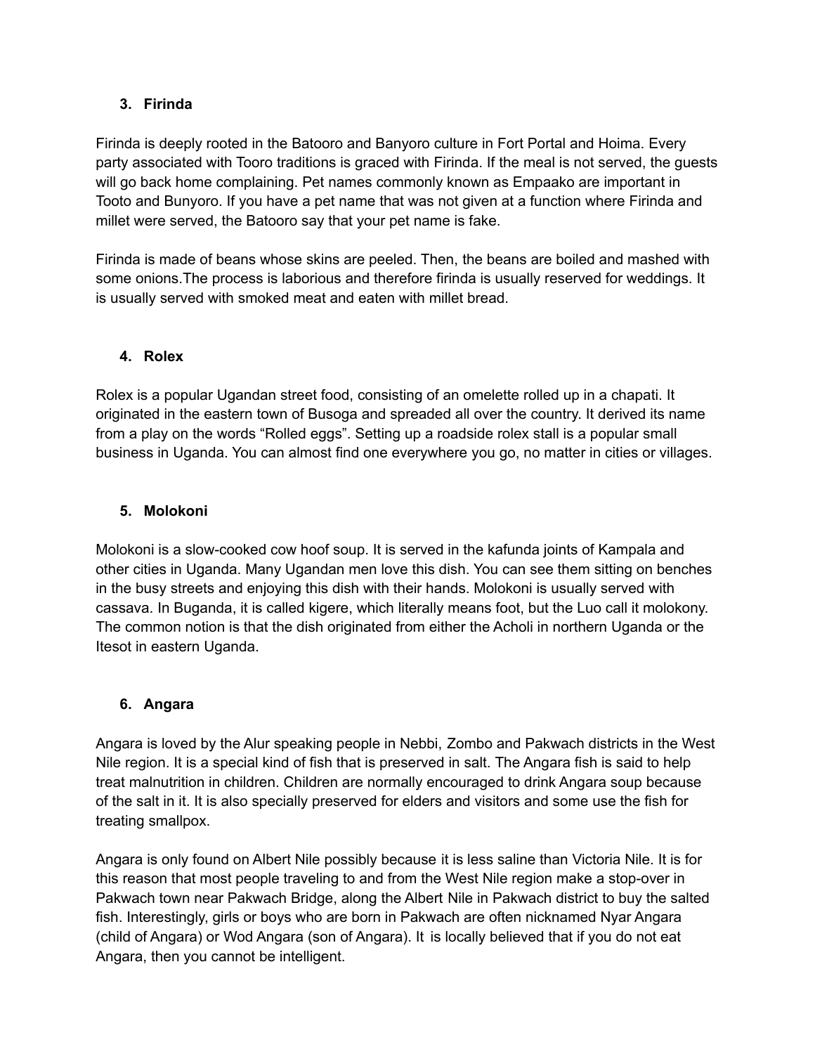### 3. Firinda

Firinda is deeply rooted in the Batooro and Banyoro culture in Fort Portal and Hoima. Every party associated with Tooro traditions is graced with Firinda. If the meal is not served, the guests will go back home complaining. Pet names commonly known as Empaako are important in Tooto and Bunyoro. If you have a pet name that was not given at a function where Firinda and millet were served, the Batooro say that your pet name is fake.

Firinda is made of beans whose skins are peeled. Then, the beans are boiled and mashed with some onions.The process is laborious and therefore firinda is usually reserved for weddings. It is usually served with smoked meat and eaten with millet bread.

### 4. Rolex

Rolex is a popular Ugandan street food, consisting of an omelette rolled up in a chapati. It originated in the eastern town of Busoga and spreaded all over the country. It derived its name from a play on the words "Rolled eggs". Setting up a roadside rolex stall is a popular small business in Uganda. You can almost find one everywhere you go, no matter in cities or villages.

### 5. Molokoni

Molokoni is a slow-cooked cow hoof soup. It is served in the kafunda joints of Kampala and other cities in Uganda. Many Ugandan men love this dish. You can see them sitting on benches in the busy streets and enjoying this dish with their hands. Molokoni is usually served with cassava. In Buganda, it is called kigere, which literally means foot, but the Luo call it molokony. The common notion is that the dish originated from either the Acholi in northern Uganda or the Itesot in eastern Uganda.

### 6. Angara

Angara is loved by the Alur speaking people in Nebbi, Zombo and Pakwach districts in the West Nile region. It is a special kind of fish that is preserved in salt. The Angara fish is said to help treat malnutrition in children. Children are normally encouraged to drink Angara soup because of the salt in it. It is also specially preserved for elders and visitors and some use the fish for treating smallpox.

Angara is only found on Albert Nile possibly because it is less saline than Victoria Nile. It is for this reason that most people traveling to and from the West Nile region make a stop-over in Pakwach town near Pakwach Bridge, along the Albert Nile in Pakwach district to buy the salted fish. Interestingly, girls or boys who are born in Pakwach are often nicknamed Nyar Angara (child of Angara) or Wod Angara (son of Angara). It is locally believed that if you do not eat Angara, then you cannot be intelligent.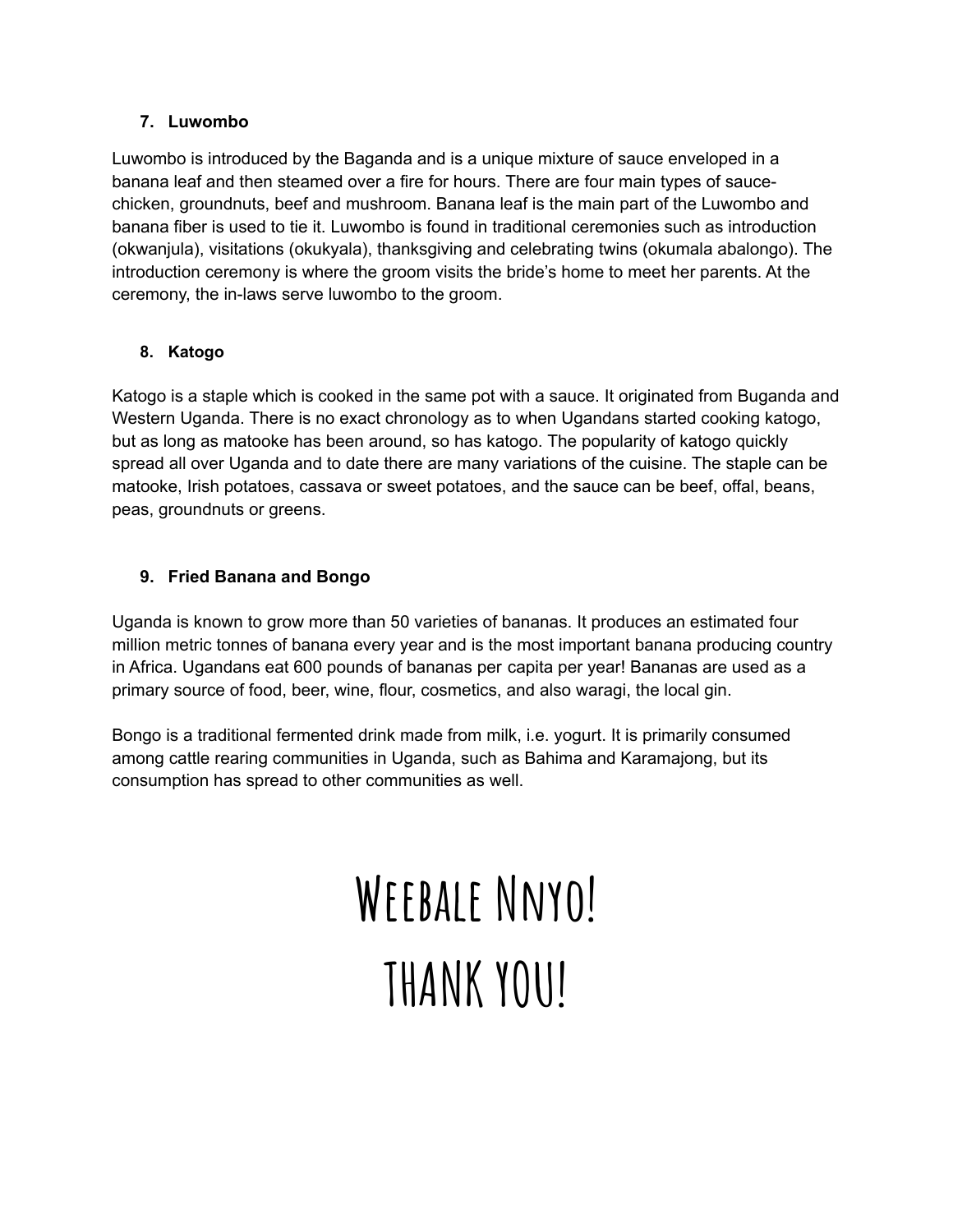### 7. Luwombo

Luwombo is introduced by the Baganda and is a unique mixture of sauce enveloped in a banana leaf and then steamed over a fire for hours. There are four main types of sauce- chicken, groundnuts, beef and mushroom. Banana leaf is the main part of the Luwombo and banana fiber is used to tie it. Luwombo is found in traditional ceremonies such as introduction (okwanjula), visitations (okukyala), thanksgiving and celebrating twins (okumala abalongo). The introduction ceremony is where the groom visits the bride's home to meet her parents. At the ceremony, the in-laws serve luwombo to the groom.

### 8. Katogo

Katogo is a staple which is cooked in the same pot with a sauce. It originated from Buganda and Western Uganda. There is no exact chronology as to when Ugandans started cooking katogo, but as long as matooke has been around, so has katogo. The popularity of katogo quickly spread all over Uganda and to date there are many variations of the cuisine. The staple can be matooke, Irish potatoes, cassava or sweet potatoes, and the sauce can be beef, offal, beans, peas, groundnuts or greens.

### 9. Fried Banana and Bongo

Uganda is known to grow more than 50 varieties of bananas. It produces an estimated four million metric tonnes of banana every year and is the most important banana producing country in Africa. Ugandans eat 600 pounds of bananas per capita per year! Bananas are used as a primary source of food, beer, wine, flour, cosmetics, and also waragi, the local gin.

Bongo is a traditional fermented drink made from milk, i.e. yogurt. It is primarily consumed among cattle rearing communities in Uganda, such as Bahima and Karamajong, but its consumption has spread to other communities as well.

# Weebale Nnyo!

# THANK YOU!